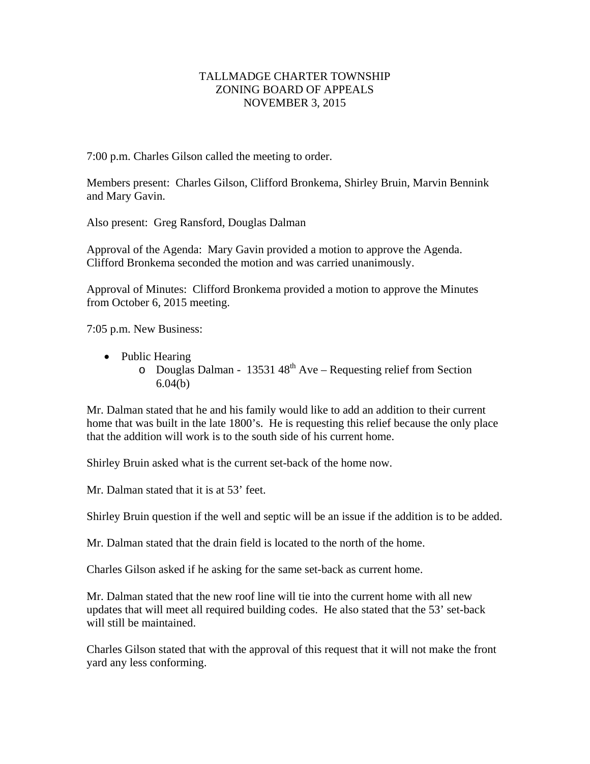# TALLMADGE CHARTER TOWNSHIP
## ZONING BOARD OF APPEALS
### NOVEMBER 3, 2015

7:00 p.m. Charles Gilson called the meeting to order.

Members present: Charles Gilson, Clifford Bronkema, Shirley Bruin, Marvin Bennink and Mary Gavin.

Also present: Greg Ransford, Douglas Dalman

Approval of the Agenda: Mary Gavin provided a motion to approve the Agenda. Clifford Bronkema seconded the motion and was carried unanimously.

Approval of Minutes: Clifford Bronkema provided a motion to approve the Minutes from October 6, 2015 meeting.

7:05 p.m. New Business:

- Public Hearing
  - Douglas Dalman - 13531 48th Ave – Requesting relief from Section 6.04(b)

Mr. Dalman stated that he and his family would like to add an addition to their current home that was built in the late 1800's. He is requesting this relief because the only place that the addition will work is to the south side of his current home.

Shirley Bruin asked what is the current set-back of the home now.

Mr. Dalman stated that it is at 53' feet.

Shirley Bruin question if the well and septic will be an issue if the addition is to be added.

Mr. Dalman stated that the drain field is located to the north of the home.

Charles Gilson asked if he asking for the same set-back as current home.

Mr. Dalman stated that the new roof line will tie into the current home with all new updates that will meet all required building codes. He also stated that the 53' set-back will still be maintained.

Charles Gilson stated that with the approval of this request that it will not make the front yard any less conforming.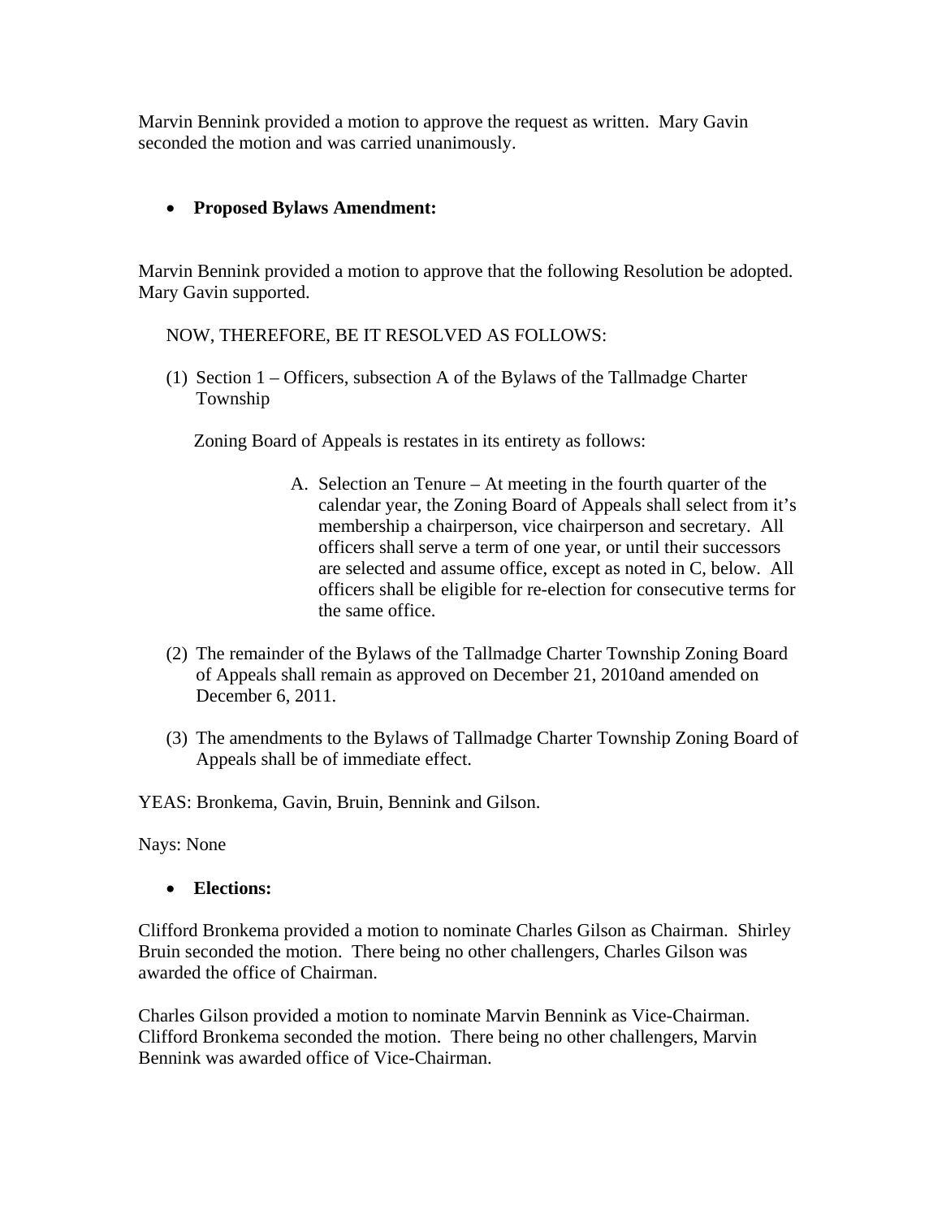Marvin Bennink provided a motion to approve the request as written. Mary Gavin seconded the motion and was carried unanimously.

- **Proposed Bylaws Amendment:**

Marvin Bennink provided a motion to approve that the following Resolution be adopted. Mary Gavin supported.

NOW, THEREFORE, BE IT RESOLVED AS FOLLOWS:

(1) Section 1 – Officers, subsection A of the Bylaws of the Tallmadge Charter Township

Zoning Board of Appeals is restates in its entirety as follows:

A. Selection an Tenure – At meeting in the fourth quarter of the calendar year, the Zoning Board of Appeals shall select from it's membership a chairperson, vice chairperson and secretary. All officers shall serve a term of one year, or until their successors are selected and assume office, except as noted in C, below. All officers shall be eligible for re-election for consecutive terms for the same office.

(2) The remainder of the Bylaws of the Tallmadge Charter Township Zoning Board of Appeals shall remain as approved on December 21, 2010and amended on December 6, 2011.

(3) The amendments to the Bylaws of Tallmadge Charter Township Zoning Board of Appeals shall be of immediate effect.

YEAS: Bronkema, Gavin, Bruin, Bennink and Gilson.

Nays: None

- **Elections:**

Clifford Bronkema provided a motion to nominate Charles Gilson as Chairman. Shirley Bruin seconded the motion. There being no other challengers, Charles Gilson was awarded the office of Chairman.

Charles Gilson provided a motion to nominate Marvin Bennink as Vice-Chairman. Clifford Bronkema seconded the motion. There being no other challengers, Marvin Bennink was awarded office of Vice-Chairman.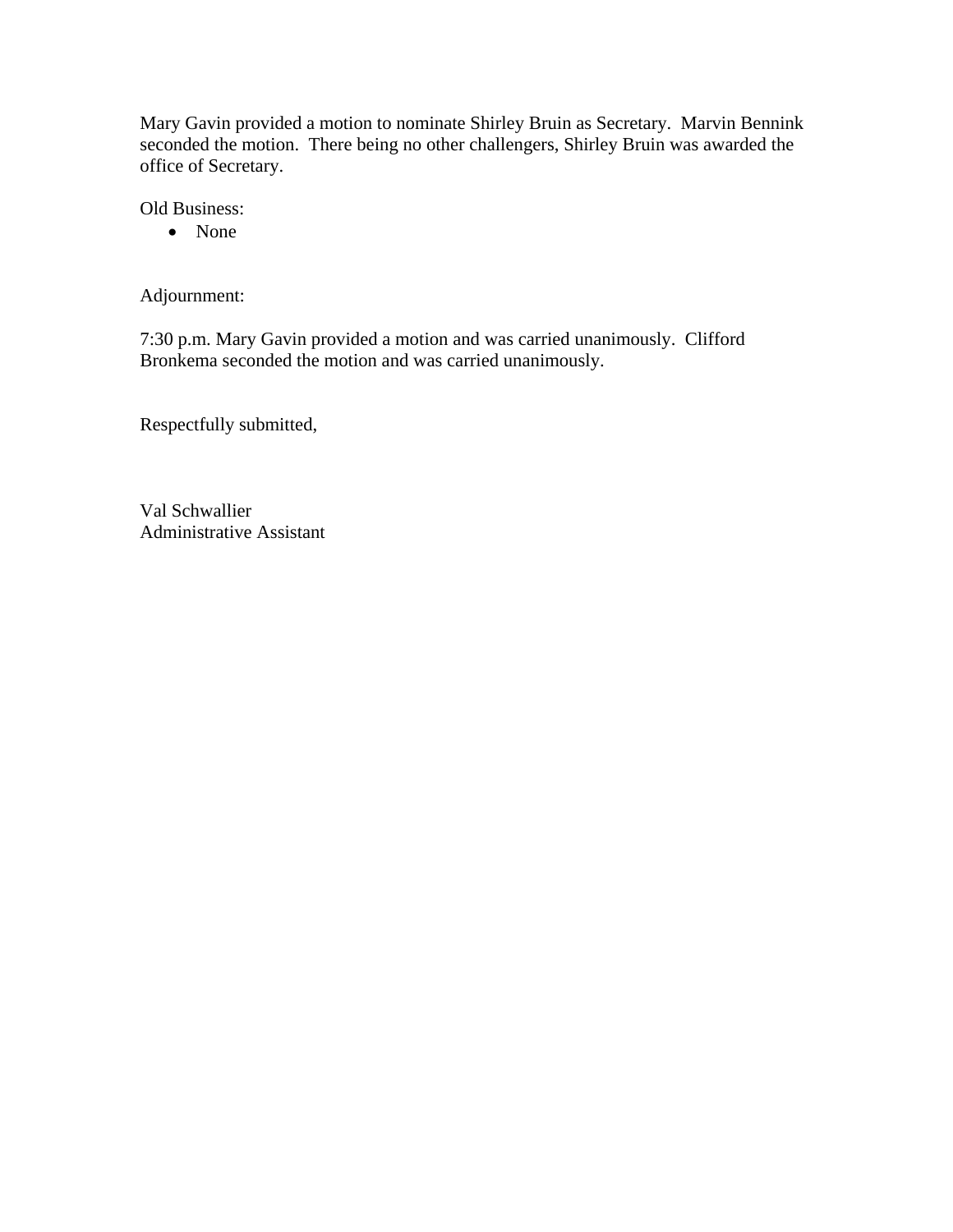Mary Gavin provided a motion to nominate Shirley Bruin as Secretary. Marvin Bennink seconded the motion. There being no other challengers, Shirley Bruin was awarded the office of Secretary.

Old Business:

- None

Adjournment:

7:30 p.m. Mary Gavin provided a motion and was carried unanimously. Clifford Bronkema seconded the motion and was carried unanimously.

Respectfully submitted,

Val Schwallier
Administrative Assistant